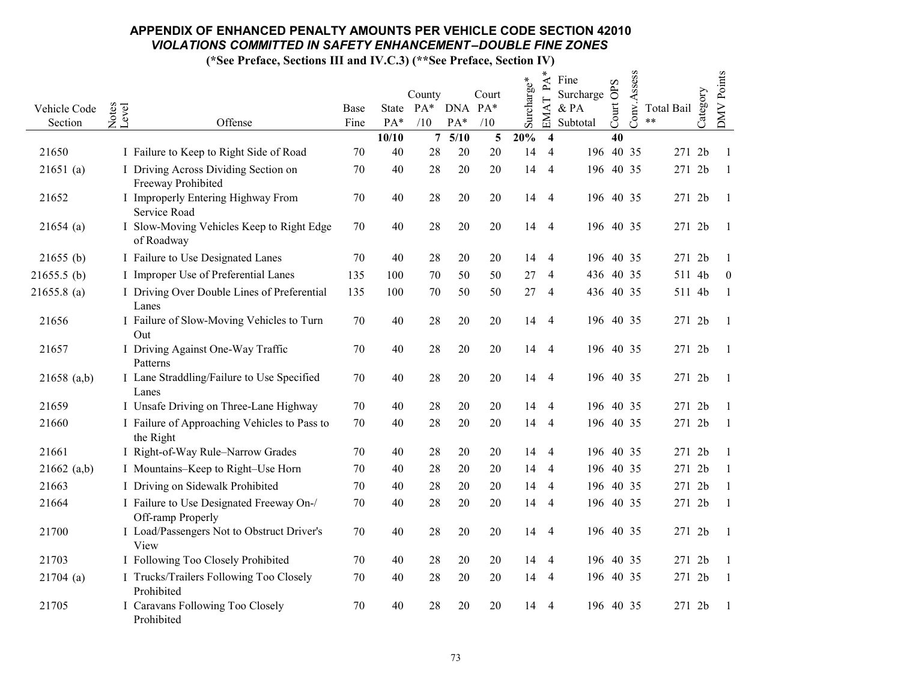## APPENDIX OF ENHANCED PENALTY AMOUNTS PER VEHICLE CODE SECTION 42010

### *VIOLATIONS COMMITTED IN SAFETY ENHANCEMENT–DOUBLE FINE ZONES*

**(*See Preface, Sections III and IV.C.3) (**See Preface, Section IV)**

| Vehicle Code Section | Notes | Level | Offense | Base Fine | State PA* | County PA* /10 | DNA PA* | Court PA* /10 | Surcharge* | EMAT PA* | Fine Surcharge & PA Subtotal | Court OPS | Conv.Assess | Total Bail ** | Category | DMV Points |
|---|---|---|---|---|---|---|---|---|---|---|---|---|---|---|---|---|
| | | | | | **10/10** | **7** | **5/10** | **5** | **20%** | **4** | | **40** | | | | |
| 21650 | | I | Failure to Keep to Right Side of Road | 70 | 40 | 28 | 20 | 20 | 14 | 4 | 196 | 40 | 35 | 271 | 2b | 1 |
| 21651 (a) | | I | Driving Across Dividing Section on Freeway Prohibited | 70 | 40 | 28 | 20 | 20 | 14 | 4 | 196 | 40 | 35 | 271 | 2b | 1 |
| 21652 | | I | Improperly Entering Highway From Service Road | 70 | 40 | 28 | 20 | 20 | 14 | 4 | 196 | 40 | 35 | 271 | 2b | 1 |
| 21654 (a) | | I | Slow-Moving Vehicles Keep to Right Edge of Roadway | 70 | 40 | 28 | 20 | 20 | 14 | 4 | 196 | 40 | 35 | 271 | 2b | 1 |
| 21655 (b) | | I | Failure to Use Designated Lanes | 70 | 40 | 28 | 20 | 20 | 14 | 4 | 196 | 40 | 35 | 271 | 2b | 1 |
| 21655.5 (b) | | I | Improper Use of Preferential Lanes | 135 | 100 | 70 | 50 | 50 | 27 | 4 | 436 | 40 | 35 | 511 | 4b | 0 |
| 21655.8 (a) | | I | Driving Over Double Lines of Preferential Lanes | 135 | 100 | 70 | 50 | 50 | 27 | 4 | 436 | 40 | 35 | 511 | 4b | 1 |
| 21656 | | I | Failure of Slow-Moving Vehicles to Turn Out | 70 | 40 | 28 | 20 | 20 | 14 | 4 | 196 | 40 | 35 | 271 | 2b | 1 |
| 21657 | | I | Driving Against One-Way Traffic Patterns | 70 | 40 | 28 | 20 | 20 | 14 | 4 | 196 | 40 | 35 | 271 | 2b | 1 |
| 21658 (a,b) | | I | Lane Straddling/Failure to Use Specified Lanes | 70 | 40 | 28 | 20 | 20 | 14 | 4 | 196 | 40 | 35 | 271 | 2b | 1 |
| 21659 | | I | Unsafe Driving on Three-Lane Highway | 70 | 40 | 28 | 20 | 20 | 14 | 4 | 196 | 40 | 35 | 271 | 2b | 1 |
| 21660 | | I | Failure of Approaching Vehicles to Pass to the Right | 70 | 40 | 28 | 20 | 20 | 14 | 4 | 196 | 40 | 35 | 271 | 2b | 1 |
| 21661 | | I | Right-of-Way Rule–Narrow Grades | 70 | 40 | 28 | 20 | 20 | 14 | 4 | 196 | 40 | 35 | 271 | 2b | 1 |
| 21662 (a,b) | | I | Mountains–Keep to Right–Use Horn | 70 | 40 | 28 | 20 | 20 | 14 | 4 | 196 | 40 | 35 | 271 | 2b | 1 |
| 21663 | | I | Driving on Sidewalk Prohibited | 70 | 40 | 28 | 20 | 20 | 14 | 4 | 196 | 40 | 35 | 271 | 2b | 1 |
| 21664 | | I | Failure to Use Designated Freeway On-/ Off-ramp Properly | 70 | 40 | 28 | 20 | 20 | 14 | 4 | 196 | 40 | 35 | 271 | 2b | 1 |
| 21700 | | I | Load/Passengers Not to Obstruct Driver's View | 70 | 40 | 28 | 20 | 20 | 14 | 4 | 196 | 40 | 35 | 271 | 2b | 1 |
| 21703 | | I | Following Too Closely Prohibited | 70 | 40 | 28 | 20 | 20 | 14 | 4 | 196 | 40 | 35 | 271 | 2b | 1 |
| 21704 (a) | | I | Trucks/Trailers Following Too Closely Prohibited | 70 | 40 | 28 | 20 | 20 | 14 | 4 | 196 | 40 | 35 | 271 | 2b | 1 |
| 21705 | | I | Caravans Following Too Closely Prohibited | 70 | 40 | 28 | 20 | 20 | 14 | 4 | 196 | 40 | 35 | 271 | 2b | 1 |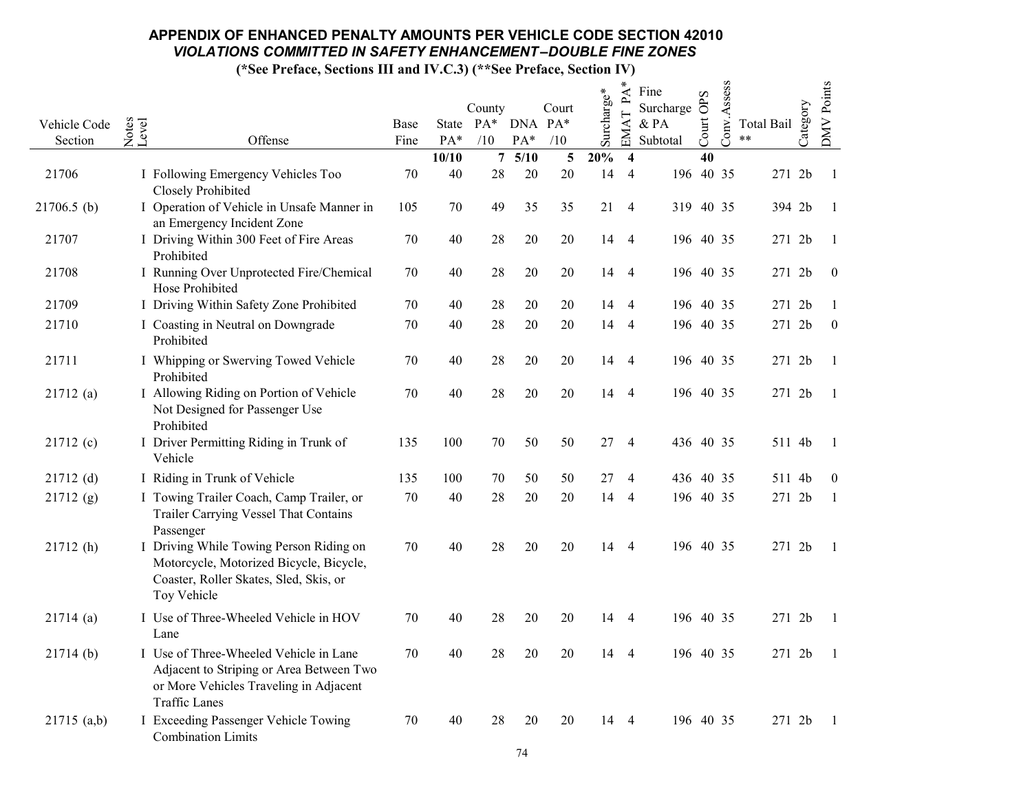## APPENDIX OF ENHANCED PENALTY AMOUNTS PER VEHICLE CODE SECTION 42010

### *VIOLATIONS COMMITTED IN SAFETY ENHANCEMENT–DOUBLE FINE ZONES*

**(*See Preface, Sections III and IV.C.3) (**See Preface, Section IV)**

| Vehicle Code Section | Notes | Level | Offense | Base Fine | State PA* | County PA* /10 | DNA PA* | Court PA* /10 | Surcharge* | EMAT PA* | Fine Surcharge & PA Subtotal | Court OPS | Conv.Assess | Total Bail ** | Category | DMV Points |
|---|---|---|---|---|---|---|---|---|---|---|---|---|---|---|---|---|
| | | | | | **10/10** | **7** | **5/10** | **5** | **20%** | **4** | | **40** | | | | |
| 21706 | | I | Following Emergency Vehicles Too Closely Prohibited | 70 | 40 | 28 | 20 | 20 | 14 | 4 | 196 | 40 | 35 | 271 | 2b | 1 |
| 21706.5 (b) | | I | Operation of Vehicle in Unsafe Manner in an Emergency Incident Zone | 105 | 70 | 49 | 35 | 35 | 21 | 4 | 319 | 40 | 35 | 394 | 2b | 1 |
| 21707 | | I | Driving Within 300 Feet of Fire Areas Prohibited | 70 | 40 | 28 | 20 | 20 | 14 | 4 | 196 | 40 | 35 | 271 | 2b | 1 |
| 21708 | | I | Running Over Unprotected Fire/Chemical Hose Prohibited | 70 | 40 | 28 | 20 | 20 | 14 | 4 | 196 | 40 | 35 | 271 | 2b | 0 |
| 21709 | | I | Driving Within Safety Zone Prohibited | 70 | 40 | 28 | 20 | 20 | 14 | 4 | 196 | 40 | 35 | 271 | 2b | 1 |
| 21710 | | I | Coasting in Neutral on Downgrade Prohibited | 70 | 40 | 28 | 20 | 20 | 14 | 4 | 196 | 40 | 35 | 271 | 2b | 0 |
| 21711 | | I | Whipping or Swerving Towed Vehicle Prohibited | 70 | 40 | 28 | 20 | 20 | 14 | 4 | 196 | 40 | 35 | 271 | 2b | 1 |
| 21712 (a) | | I | Allowing Riding on Portion of Vehicle Not Designed for Passenger Use Prohibited | 70 | 40 | 28 | 20 | 20 | 14 | 4 | 196 | 40 | 35 | 271 | 2b | 1 |
| 21712 (c) | | I | Driver Permitting Riding in Trunk of Vehicle | 135 | 100 | 70 | 50 | 50 | 27 | 4 | 436 | 40 | 35 | 511 | 4b | 1 |
| 21712 (d) | | I | Riding in Trunk of Vehicle | 135 | 100 | 70 | 50 | 50 | 27 | 4 | 436 | 40 | 35 | 511 | 4b | 0 |
| 21712 (g) | | I | Towing Trailer Coach, Camp Trailer, or Trailer Carrying Vessel That Contains Passenger | 70 | 40 | 28 | 20 | 20 | 14 | 4 | 196 | 40 | 35 | 271 | 2b | 1 |
| 21712 (h) | | I | Driving While Towing Person Riding on Motorcycle, Motorized Bicycle, Bicycle, Coaster, Roller Skates, Sled, Skis, or Toy Vehicle | 70 | 40 | 28 | 20 | 20 | 14 | 4 | 196 | 40 | 35 | 271 | 2b | 1 |
| 21714 (a) | | I | Use of Three-Wheeled Vehicle in HOV Lane | 70 | 40 | 28 | 20 | 20 | 14 | 4 | 196 | 40 | 35 | 271 | 2b | 1 |
| 21714 (b) | | I | Use of Three-Wheeled Vehicle in Lane Adjacent to Striping or Area Between Two or More Vehicles Traveling in Adjacent Traffic Lanes | 70 | 40 | 28 | 20 | 20 | 14 | 4 | 196 | 40 | 35 | 271 | 2b | 1 |
| 21715 (a,b) | | I | Exceeding Passenger Vehicle Towing Combination Limits | 70 | 40 | 28 | 20 | 20 | 14 | 4 | 196 | 40 | 35 | 271 | 2b | 1 |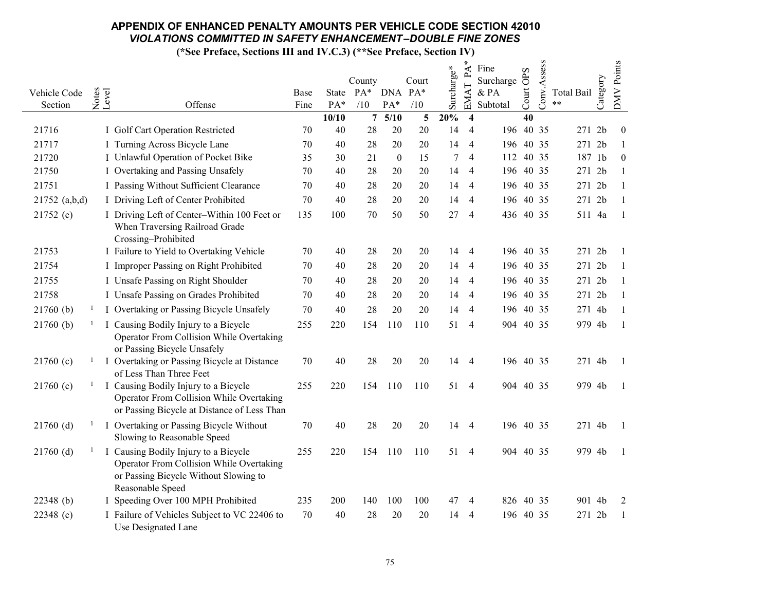## APPENDIX OF ENHANCED PENALTY AMOUNTS PER VEHICLE CODE SECTION 42010

### *VIOLATIONS COMMITTED IN SAFETY ENHANCEMENT–DOUBLE FINE ZONES*

**(*See Preface, Sections III and IV.C.3) (**See Preface, Section IV)**

| Vehicle Code Section | Notes | Level | Offense | Base Fine | State PA* | County PA* /10 | DNA PA* | Court PA* /10 | Surcharge* | EMAT PA* | Fine Surcharge & PA Subtotal | Court OPS | Conv. Assess | Total Bail ** | Category | DMV Points |
|---|---|---|---|---|---|---|---|---|---|---|---|---|---|---|---|---|
| | | | | | 10/10 | 7 | 5/10 | 5 | 20% | 4 | | 40 | | | | |
| 21716 | | I | Golf Cart Operation Restricted | 70 | 40 | 28 | 20 | 20 | 14 | 4 | 196 | 40 | 35 | 271 | 2b | 0 |
| 21717 | | I | Turning Across Bicycle Lane | 70 | 40 | 28 | 20 | 20 | 14 | 4 | 196 | 40 | 35 | 271 | 2b | 1 |
| 21720 | | I | Unlawful Operation of Pocket Bike | 35 | 30 | 21 | 0 | 15 | 7 | 4 | 112 | 40 | 35 | 187 | 1b | 0 |
| 21750 | | I | Overtaking and Passing Unsafely | 70 | 40 | 28 | 20 | 20 | 14 | 4 | 196 | 40 | 35 | 271 | 2b | 1 |
| 21751 | | I | Passing Without Sufficient Clearance | 70 | 40 | 28 | 20 | 20 | 14 | 4 | 196 | 40 | 35 | 271 | 2b | 1 |
| 21752 (a,b,d) | | I | Driving Left of Center Prohibited | 70 | 40 | 28 | 20 | 20 | 14 | 4 | 196 | 40 | 35 | 271 | 2b | 1 |
| 21752 (c) | | I | Driving Left of Center–Within 100 Feet or When Traversing Railroad Grade Crossing–Prohibited | 135 | 100 | 70 | 50 | 50 | 27 | 4 | 436 | 40 | 35 | 511 | 4a | 1 |
| 21753 | | I | Failure to Yield to Overtaking Vehicle | 70 | 40 | 28 | 20 | 20 | 14 | 4 | 196 | 40 | 35 | 271 | 2b | 1 |
| 21754 | | I | Improper Passing on Right Prohibited | 70 | 40 | 28 | 20 | 20 | 14 | 4 | 196 | 40 | 35 | 271 | 2b | 1 |
| 21755 | | I | Unsafe Passing on Right Shoulder | 70 | 40 | 28 | 20 | 20 | 14 | 4 | 196 | 40 | 35 | 271 | 2b | 1 |
| 21758 | | I | Unsafe Passing on Grades Prohibited | 70 | 40 | 28 | 20 | 20 | 14 | 4 | 196 | 40 | 35 | 271 | 2b | 1 |
| 21760 (b) | 1 | I | Overtaking or Passing Bicycle Unsafely | 70 | 40 | 28 | 20 | 20 | 14 | 4 | 196 | 40 | 35 | 271 | 4b | 1 |
| 21760 (b) | 1 | I | Causing Bodily Injury to a Bicycle Operator From Collision While Overtaking or Passing Bicycle Unsafely | 255 | 220 | 154 | 110 | 110 | 51 | 4 | 904 | 40 | 35 | 979 | 4b | 1 |
| 21760 (c) | 1 | I | Overtaking or Passing Bicycle at Distance of Less Than Three Feet | 70 | 40 | 28 | 20 | 20 | 14 | 4 | 196 | 40 | 35 | 271 | 4b | 1 |
| 21760 (c) | 1 | I | Causing Bodily Injury to a Bicycle Operator From Collision While Overtaking or Passing Bicycle at Distance of Less Than | 255 | 220 | 154 | 110 | 110 | 51 | 4 | 904 | 40 | 35 | 979 | 4b | 1 |
| 21760 (d) | 1 | I | Overtaking or Passing Bicycle Without Slowing to Reasonable Speed | 70 | 40 | 28 | 20 | 20 | 14 | 4 | 196 | 40 | 35 | 271 | 4b | 1 |
| 21760 (d) | 1 | I | Causing Bodily Injury to a Bicycle Operator From Collision While Overtaking or Passing Bicycle Without Slowing to Reasonable Speed | 255 | 220 | 154 | 110 | 110 | 51 | 4 | 904 | 40 | 35 | 979 | 4b | 1 |
| 22348 (b) | | I | Speeding Over 100 MPH Prohibited | 235 | 200 | 140 | 100 | 100 | 47 | 4 | 826 | 40 | 35 | 901 | 4b | 2 |
| 22348 (c) | | I | Failure of Vehicles Subject to VC 22406 to Use Designated Lane | 70 | 40 | 28 | 20 | 20 | 14 | 4 | 196 | 40 | 35 | 271 | 2b | 1 |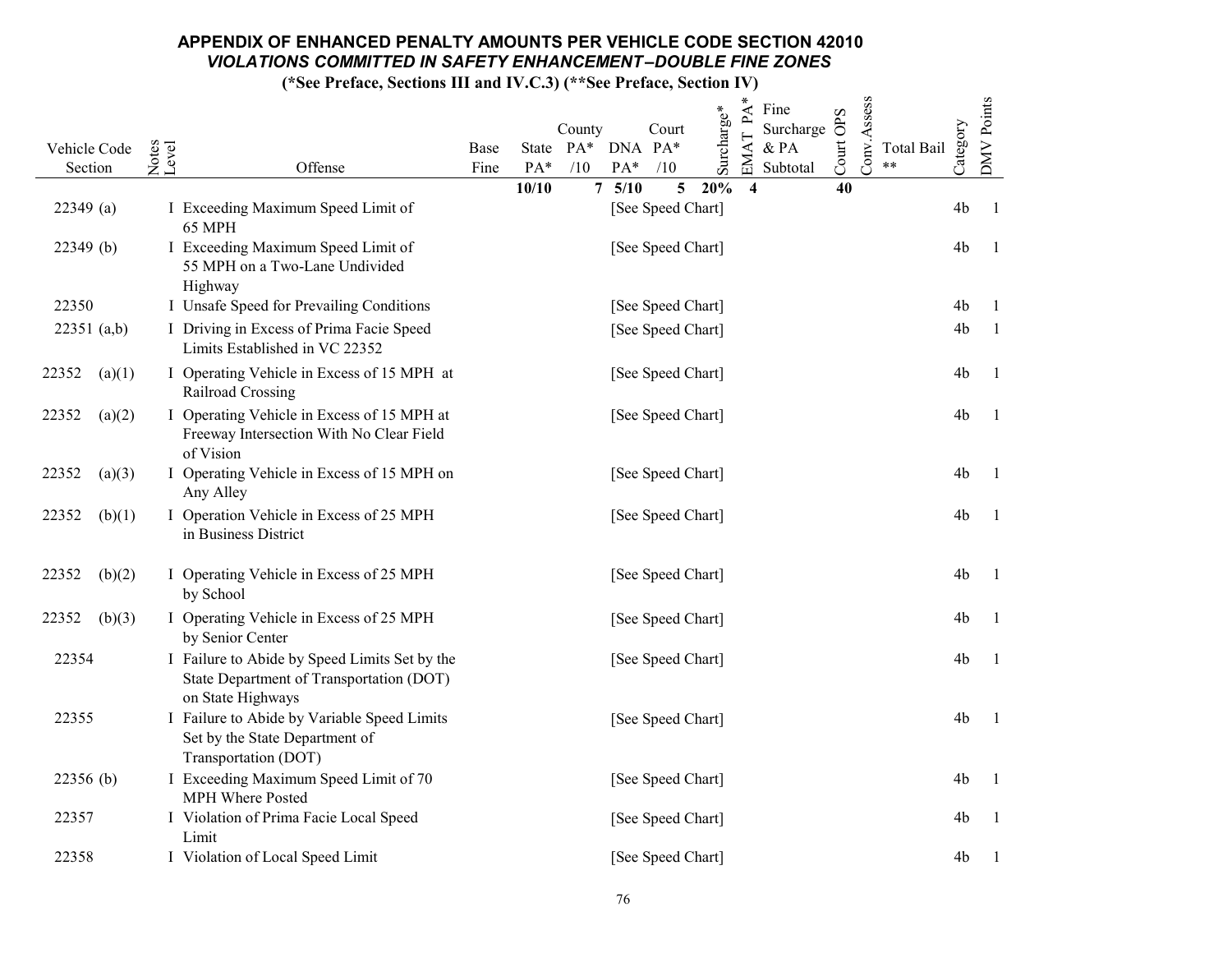# APPENDIX OF ENHANCED PENALTY AMOUNTS PER VEHICLE CODE SECTION 42010

## *VIOLATIONS COMMITTED IN SAFETY ENHANCEMENT–DOUBLE FINE ZONES*

**(*See Preface, Sections III and IV.C.3) (**See Preface, Section IV)**

| Vehicle Code Section | Notes | Level | Offense | Base Fine | State PA* | County PA* /10 | DNA PA* | Court PA* /10 | Surcharge* | EMAT PA* | Fine Surcharge & PA Subtotal | Court OPS | Conv.Assess | Total Bail ** | Category | DMV Points |
|---|---|---|---|---|---|---|---|---|---|---|---|---|---|---|---|---|
| | | | | | 10/10 | 7 | 5/10 | 5 | 20% | 4 | | 40 | | | | |
| 22349 (a) | | I | Exceeding Maximum Speed Limit of 65 MPH | | | | [See Speed Chart] | | | | | | | | 4b | 1 |
| 22349 (b) | | I | Exceeding Maximum Speed Limit of 55 MPH on a Two-Lane Undivided Highway | | | | [See Speed Chart] | | | | | | | | 4b | 1 |
| 22350 | | I | Unsafe Speed for Prevailing Conditions | | | | [See Speed Chart] | | | | | | | | 4b | 1 |
| 22351 (a,b) | | I | Driving in Excess of Prima Facie Speed Limits Established in VC 22352 | | | | [See Speed Chart] | | | | | | | | 4b | 1 |
| 22352 (a)(1) | | I | Operating Vehicle in Excess of 15 MPH at Railroad Crossing | | | | [See Speed Chart] | | | | | | | | 4b | 1 |
| 22352 (a)(2) | | I | Operating Vehicle in Excess of 15 MPH at Freeway Intersection With No Clear Field of Vision | | | | [See Speed Chart] | | | | | | | | 4b | 1 |
| 22352 (a)(3) | | I | Operating Vehicle in Excess of 15 MPH on Any Alley | | | | [See Speed Chart] | | | | | | | | 4b | 1 |
| 22352 (b)(1) | | I | Operation Vehicle in Excess of 25 MPH in Business District | | | | [See Speed Chart] | | | | | | | | 4b | 1 |
| 22352 (b)(2) | | I | Operating Vehicle in Excess of 25 MPH by School | | | | [See Speed Chart] | | | | | | | | 4b | 1 |
| 22352 (b)(3) | | I | Operating Vehicle in Excess of 25 MPH by Senior Center | | | | [See Speed Chart] | | | | | | | | 4b | 1 |
| 22354 | | I | Failure to Abide by Speed Limits Set by the State Department of Transportation (DOT) on State Highways | | | | [See Speed Chart] | | | | | | | | 4b | 1 |
| 22355 | | I | Failure to Abide by Variable Speed Limits Set by the State Department of Transportation (DOT) | | | | [See Speed Chart] | | | | | | | | 4b | 1 |
| 22356 (b) | | I | Exceeding Maximum Speed Limit of 70 MPH Where Posted | | | | [See Speed Chart] | | | | | | | | 4b | 1 |
| 22357 | | I | Violation of Prima Facie Local Speed Limit | | | | [See Speed Chart] | | | | | | | | 4b | 1 |
| 22358 | | I | Violation of Local Speed Limit | | | | [See Speed Chart] | | | | | | | | 4b | 1 |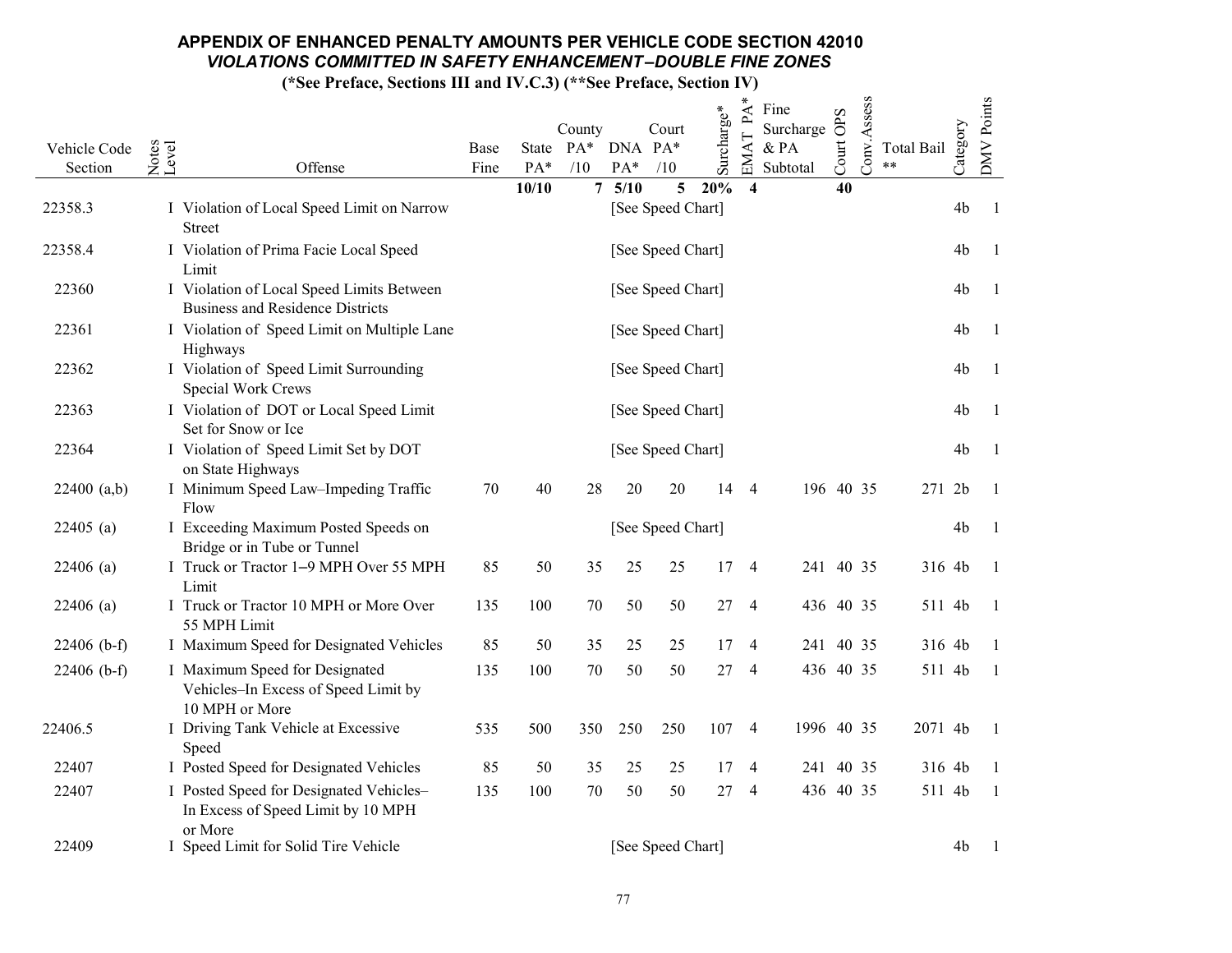# APPENDIX OF ENHANCED PENALTY AMOUNTS PER VEHICLE CODE SECTION 42010

## *VIOLATIONS COMMITTED IN SAFETY ENHANCEMENT–DOUBLE FINE ZONES*

**(*See Preface, Sections III and IV.C.3) (**See Preface, Section IV)**

| Vehicle Code Section | Notes | Level | Offense | Base Fine | State PA* | County PA* /10 | DNA PA* | Court PA* /10 | Surcharge* | EMAT PA* | Fine Surcharge & PA Subtotal | Court OPS | Conv.Assess | Total Bail ** | Category | DMV Points |
|---|---|---|---|---|---|---|---|---|---|---|---|---|---|---|---|---|
| | | | | | **10/10** | **7** | **5/10** | **5** | **20%** | **4** | | **40** | | | | |
| 22358.3 | | I | Violation of Local Speed Limit on Narrow Street | | | | [See Speed Chart] | | | | | | | | 4b | 1 |
| 22358.4 | | I | Violation of Prima Facie Local Speed Limit | | | | [See Speed Chart] | | | | | | | | 4b | 1 |
| 22360 | | I | Violation of Local Speed Limits Between Business and Residence Districts | | | | [See Speed Chart] | | | | | | | | 4b | 1 |
| 22361 | | I | Violation of Speed Limit on Multiple Lane Highways | | | | [See Speed Chart] | | | | | | | | 4b | 1 |
| 22362 | | I | Violation of Speed Limit Surrounding Special Work Crews | | | | [See Speed Chart] | | | | | | | | 4b | 1 |
| 22363 | | I | Violation of DOT or Local Speed Limit Set for Snow or Ice | | | | [See Speed Chart] | | | | | | | | 4b | 1 |
| 22364 | | I | Violation of Speed Limit Set by DOT on State Highways | | | | [See Speed Chart] | | | | | | | | 4b | 1 |
| 22400 (a,b) | | I | Minimum Speed Law–Impeding Traffic Flow | 70 | 40 | 28 | 20 | 20 | 14 | 4 | 196 | 40 | 35 | 271 | 2b | 1 |
| 22405 (a) | | I | Exceeding Maximum Posted Speeds on Bridge or in Tube or Tunnel | | | | [See Speed Chart] | | | | | | | | 4b | 1 |
| 22406 (a) | | I | Truck or Tractor 1–9 MPH Over 55 MPH Limit | 85 | 50 | 35 | 25 | 25 | 17 | 4 | 241 | 40 | 35 | 316 | 4b | 1 |
| 22406 (a) | | I | Truck or Tractor 10 MPH or More Over 55 MPH Limit | 135 | 100 | 70 | 50 | 50 | 27 | 4 | 436 | 40 | 35 | 511 | 4b | 1 |
| 22406 (b-f) | | I | Maximum Speed for Designated Vehicles | 85 | 50 | 35 | 25 | 25 | 17 | 4 | 241 | 40 | 35 | 316 | 4b | 1 |
| 22406 (b-f) | | I | Maximum Speed for Designated Vehicles–In Excess of Speed Limit by 10 MPH or More | 135 | 100 | 70 | 50 | 50 | 27 | 4 | 436 | 40 | 35 | 511 | 4b | 1 |
| 22406.5 | | I | Driving Tank Vehicle at Excessive Speed | 535 | 500 | 350 | 250 | 250 | 107 | 4 | 1996 | 40 | 35 | 2071 | 4b | 1 |
| 22407 | | I | Posted Speed for Designated Vehicles | 85 | 50 | 35 | 25 | 25 | 17 | 4 | 241 | 40 | 35 | 316 | 4b | 1 |
| 22407 | | I | Posted Speed for Designated Vehicles–In Excess of Speed Limit by 10 MPH or More | 135 | 100 | 70 | 50 | 50 | 27 | 4 | 436 | 40 | 35 | 511 | 4b | 1 |
| 22409 | | I | Speed Limit for Solid Tire Vehicle | | | | [See Speed Chart] | | | | | | | | 4b | 1 |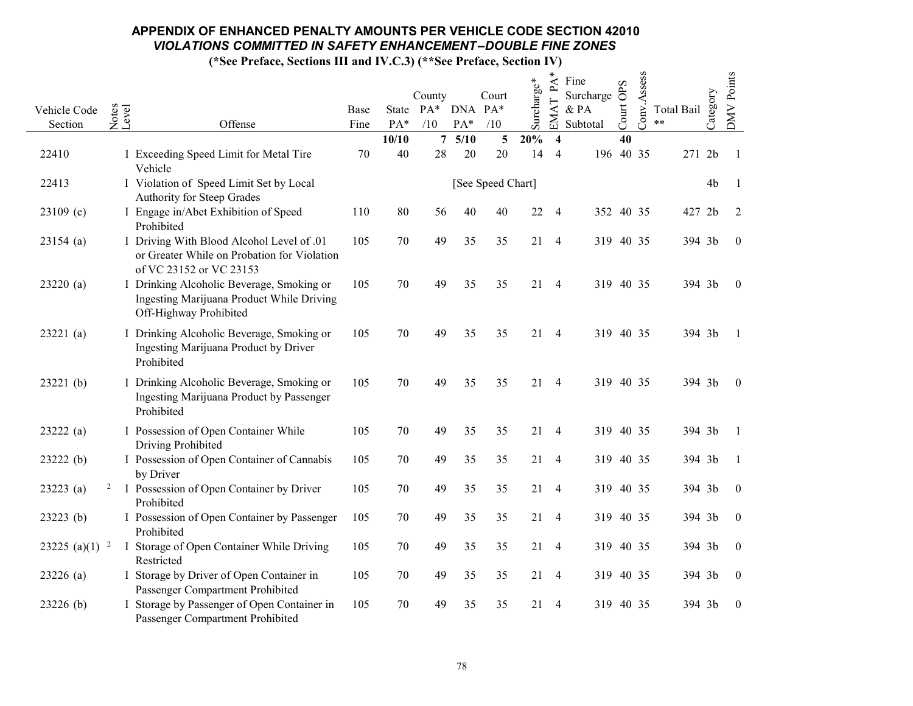## APPENDIX OF ENHANCED PENALTY AMOUNTS PER VEHICLE CODE SECTION 42010

### *VIOLATIONS COMMITTED IN SAFETY ENHANCEMENT–DOUBLE FINE ZONES*

**(*See Preface, Sections III and IV.C.3) (**See Preface, Section IV)**

| Vehicle Code Section | Notes | Level | Offense | Base Fine | State PA* | County PA* /10 | DNA PA* | Court PA* /10 | Surcharge* | EMAT PA* | Fine Surcharge & PA Subtotal | Court OPS | Conv. Assess | Total Bail ** | Category | DMV Points |
|---|---|---|---|---|---|---|---|---|---|---|---|---|---|---|---|---|
| | | | | | **10/10** | **7** | **5/10** | **5** | **20%** | **4** | | **40** | | | | |
| 22410 | | I | Exceeding Speed Limit for Metal Tire Vehicle | 70 | 40 | 28 | 20 | 20 | 14 | 4 | 196 | 40 | 35 | 271 | 2b | 1 |
| 22413 | | I | Violation of Speed Limit Set by Local Authority for Steep Grades | | | | [See Speed Chart] | | | | | | | | 4b | 1 |
| 23109 (c) | | I | Engage in/Abet Exhibition of Speed Prohibited | 110 | 80 | 56 | 40 | 40 | 22 | 4 | 352 | 40 | 35 | 427 | 2b | 2 |
| 23154 (a) | | I | Driving With Blood Alcohol Level of .01 or Greater While on Probation for Violation of VC 23152 or VC 23153 | 105 | 70 | 49 | 35 | 35 | 21 | 4 | 319 | 40 | 35 | 394 | 3b | 0 |
| 23220 (a) | | I | Drinking Alcoholic Beverage, Smoking or Ingesting Marijuana Product While Driving Off-Highway Prohibited | 105 | 70 | 49 | 35 | 35 | 21 | 4 | 319 | 40 | 35 | 394 | 3b | 0 |
| 23221 (a) | | I | Drinking Alcoholic Beverage, Smoking or Ingesting Marijuana Product by Driver Prohibited | 105 | 70 | 49 | 35 | 35 | 21 | 4 | 319 | 40 | 35 | 394 | 3b | 1 |
| 23221 (b) | | I | Drinking Alcoholic Beverage, Smoking or Ingesting Marijuana Product by Passenger Prohibited | 105 | 70 | 49 | 35 | 35 | 21 | 4 | 319 | 40 | 35 | 394 | 3b | 0 |
| 23222 (a) | | I | Possession of Open Container While Driving Prohibited | 105 | 70 | 49 | 35 | 35 | 21 | 4 | 319 | 40 | 35 | 394 | 3b | 1 |
| 23222 (b) | | I | Possession of Open Container of Cannabis by Driver | 105 | 70 | 49 | 35 | 35 | 21 | 4 | 319 | 40 | 35 | 394 | 3b | 1 |
| 23223 (a) | 2 | I | Possession of Open Container by Driver Prohibited | 105 | 70 | 49 | 35 | 35 | 21 | 4 | 319 | 40 | 35 | 394 | 3b | 0 |
| 23223 (b) | | I | Possession of Open Container by Passenger Prohibited | 105 | 70 | 49 | 35 | 35 | 21 | 4 | 319 | 40 | 35 | 394 | 3b | 0 |
| 23225 (a)(1) | 2 | I | Storage of Open Container While Driving Restricted | 105 | 70 | 49 | 35 | 35 | 21 | 4 | 319 | 40 | 35 | 394 | 3b | 0 |
| 23226 (a) | | I | Storage by Driver of Open Container in Passenger Compartment Prohibited | 105 | 70 | 49 | 35 | 35 | 21 | 4 | 319 | 40 | 35 | 394 | 3b | 0 |
| 23226 (b) | | I | Storage by Passenger of Open Container in Passenger Compartment Prohibited | 105 | 70 | 49 | 35 | 35 | 21 | 4 | 319 | 40 | 35 | 394 | 3b | 0 |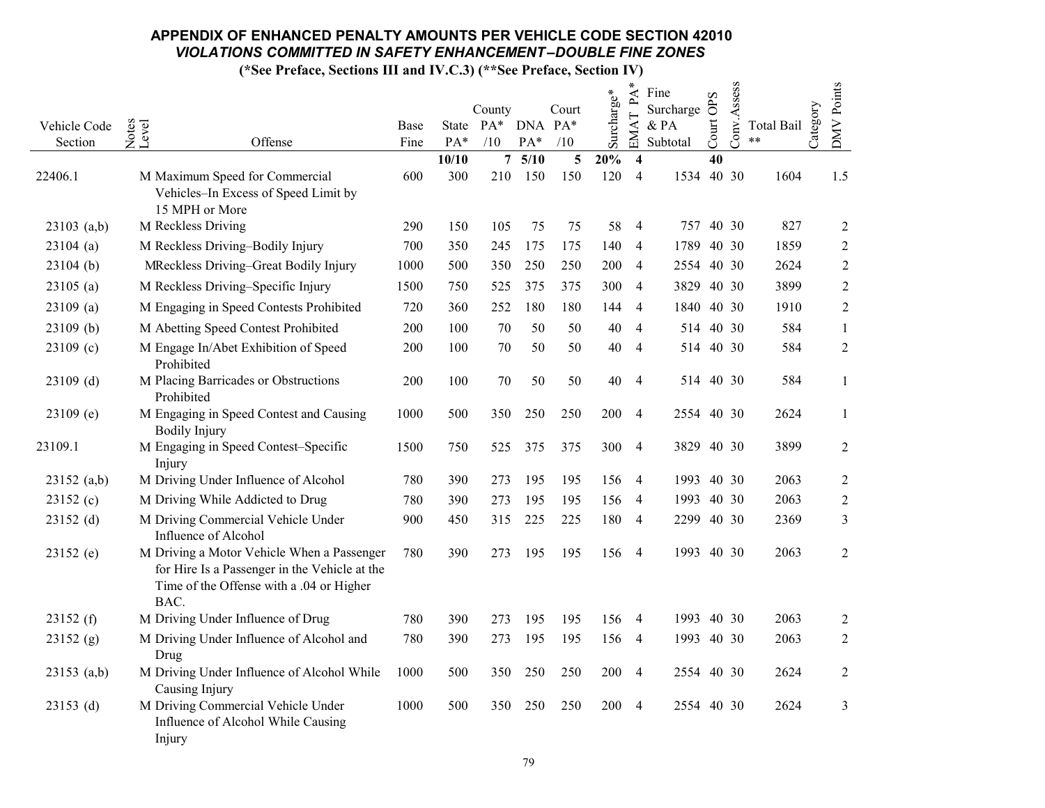# APPENDIX OF ENHANCED PENALTY AMOUNTS PER VEHICLE CODE SECTION 42010

## *VIOLATIONS COMMITTED IN SAFETY ENHANCEMENT–DOUBLE FINE ZONES*

**(*See Preface, Sections III and IV.C.3) (**See Preface, Section IV)**

| Vehicle Code Section | Notes | Level | Offense | Base Fine | State PA* | County PA* /10 | DNA PA* | Court PA* /10 | Surcharge* | EMAT PA* | Fine Surcharge & PA Subtotal | Court OPS | Conv.Assess | Total Bail ** | Category | DMV Points |
|---|---|---|---|---|---|---|---|---|---|---|---|---|---|---|---|---|
| | | | | | 10/10 | 7 | 5/10 | 5 | 20% | 4 | | 40 | | | | |
| 22406.1 | | M | Maximum Speed for Commercial Vehicles–In Excess of Speed Limit by 15 MPH or More | 600 | 300 | 210 | 150 | 150 | 120 | 4 | 1534 | 40 | 30 | 1604 | | 1.5 |
| 23103 (a,b) | | M | Reckless Driving | 290 | 150 | 105 | 75 | 75 | 58 | 4 | 757 | 40 | 30 | 827 | | 2 |
| 23104 (a) | | M | Reckless Driving–Bodily Injury | 700 | 350 | 245 | 175 | 175 | 140 | 4 | 1789 | 40 | 30 | 1859 | | 2 |
| 23104 (b) | | M | Reckless Driving–Great Bodily Injury | 1000 | 500 | 350 | 250 | 250 | 200 | 4 | 2554 | 40 | 30 | 2624 | | 2 |
| 23105 (a) | | M | Reckless Driving–Specific Injury | 1500 | 750 | 525 | 375 | 375 | 300 | 4 | 3829 | 40 | 30 | 3899 | | 2 |
| 23109 (a) | | M | Engaging in Speed Contests Prohibited | 720 | 360 | 252 | 180 | 180 | 144 | 4 | 1840 | 40 | 30 | 1910 | | 2 |
| 23109 (b) | | M | Abetting Speed Contest Prohibited | 200 | 100 | 70 | 50 | 50 | 40 | 4 | 514 | 40 | 30 | 584 | | 1 |
| 23109 (c) | | M | Engage In/Abet Exhibition of Speed Prohibited | 200 | 100 | 70 | 50 | 50 | 40 | 4 | 514 | 40 | 30 | 584 | | 2 |
| 23109 (d) | | M | Placing Barricades or Obstructions Prohibited | 200 | 100 | 70 | 50 | 50 | 40 | 4 | 514 | 40 | 30 | 584 | | 1 |
| 23109 (e) | | M | Engaging in Speed Contest and Causing Bodily Injury | 1000 | 500 | 350 | 250 | 250 | 200 | 4 | 2554 | 40 | 30 | 2624 | | 1 |
| 23109.1 | | M | Engaging in Speed Contest–Specific Injury | 1500 | 750 | 525 | 375 | 375 | 300 | 4 | 3829 | 40 | 30 | 3899 | | 2 |
| 23152 (a,b) | | M | Driving Under Influence of Alcohol | 780 | 390 | 273 | 195 | 195 | 156 | 4 | 1993 | 40 | 30 | 2063 | | 2 |
| 23152 (c) | | M | Driving While Addicted to Drug | 780 | 390 | 273 | 195 | 195 | 156 | 4 | 1993 | 40 | 30 | 2063 | | 2 |
| 23152 (d) | | M | Driving Commercial Vehicle Under Influence of Alcohol | 900 | 450 | 315 | 225 | 225 | 180 | 4 | 2299 | 40 | 30 | 2369 | | 3 |
| 23152 (e) | | M | Driving a Motor Vehicle When a Passenger for Hire Is a Passenger in the Vehicle at the Time of the Offense with a .04 or Higher BAC. | 780 | 390 | 273 | 195 | 195 | 156 | 4 | 1993 | 40 | 30 | 2063 | | 2 |
| 23152 (f) | | M | Driving Under Influence of Drug | 780 | 390 | 273 | 195 | 195 | 156 | 4 | 1993 | 40 | 30 | 2063 | | 2 |
| 23152 (g) | | M | Driving Under Influence of Alcohol and Drug | 780 | 390 | 273 | 195 | 195 | 156 | 4 | 1993 | 40 | 30 | 2063 | | 2 |
| 23153 (a,b) | | M | Driving Under Influence of Alcohol While Causing Injury | 1000 | 500 | 350 | 250 | 250 | 200 | 4 | 2554 | 40 | 30 | 2624 | | 2 |
| 23153 (d) | | M | Driving Commercial Vehicle Under Influence of Alcohol While Causing Injury | 1000 | 500 | 350 | 250 | 250 | 200 | 4 | 2554 | 40 | 30 | 2624 | | 3 |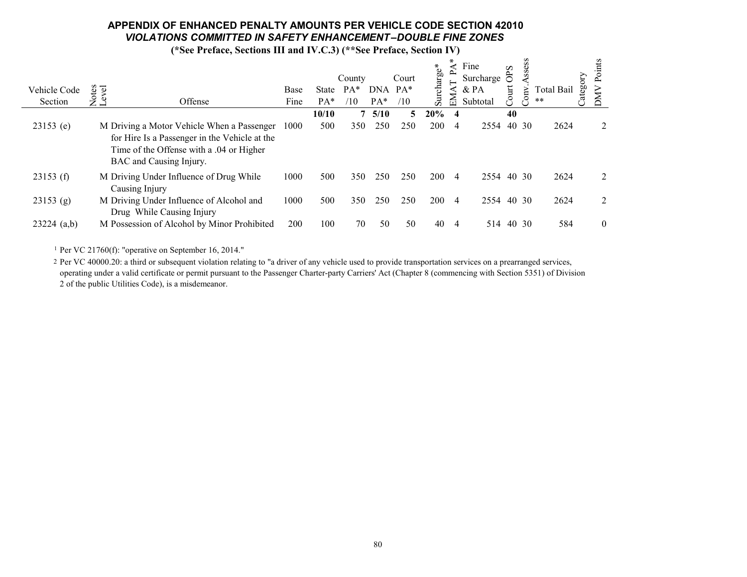## APPENDIX OF ENHANCED PENALTY AMOUNTS PER VEHICLE CODE SECTION 42010

### *VIOLATIONS COMMITTED IN SAFETY ENHANCEMENT–DOUBLE FINE ZONES*

**(*See Preface, Sections III and IV.C.3) (**See Preface, Section IV)**

| Vehicle Code Section | Notes | Level | Offense | Base Fine | State PA* | County PA* /10 | DNA PA* | Court PA* /10 | Surcharge* | EMAT PA* | Fine Surcharge & PA Subtotal | Court OPS | Conv.Assess | Total Bail ** | Category | DMV Points |
|---|---|---|---|---|---|---|---|---|---|---|---|---|---|---|---|---|
| | | | | | **10/10** | **7** | **5/10** | **5** | **20%** | **4** | | **40** | | | | |
| 23153 (e) | | M | Driving a Motor Vehicle When a Passenger for Hire Is a Passenger in the Vehicle at the Time of the Offense with a .04 or Higher BAC and Causing Injury. | 1000 | 500 | 350 | 250 | 250 | 200 | 4 | 2554 | 40 | 30 | 2624 | | 2 |
| 23153 (f) | | M | Driving Under Influence of Drug While Causing Injury | 1000 | 500 | 350 | 250 | 250 | 200 | 4 | 2554 | 40 | 30 | 2624 | | 2 |
| 23153 (g) | | M | Driving Under Influence of Alcohol and Drug While Causing Injury | 1000 | 500 | 350 | 250 | 250 | 200 | 4 | 2554 | 40 | 30 | 2624 | | 2 |
| 23224 (a,b) | | M | Possession of Alcohol by Minor Prohibited | 200 | 100 | 70 | 50 | 50 | 40 | 4 | 514 | 40 | 30 | 584 | | 0 |

[1] Per VC 21760(f): "operative on September 16, 2014."

[2] Per VC 40000.20: a third or subsequent violation relating to "a driver of any vehicle used to provide transportation services on a prearranged services, operating under a valid certificate or permit pursuant to the Passenger Charter-party Carriers' Act (Chapter 8 (commencing with Section 5351) of Division 2 of the public Utilities Code), is a misdemeanor.